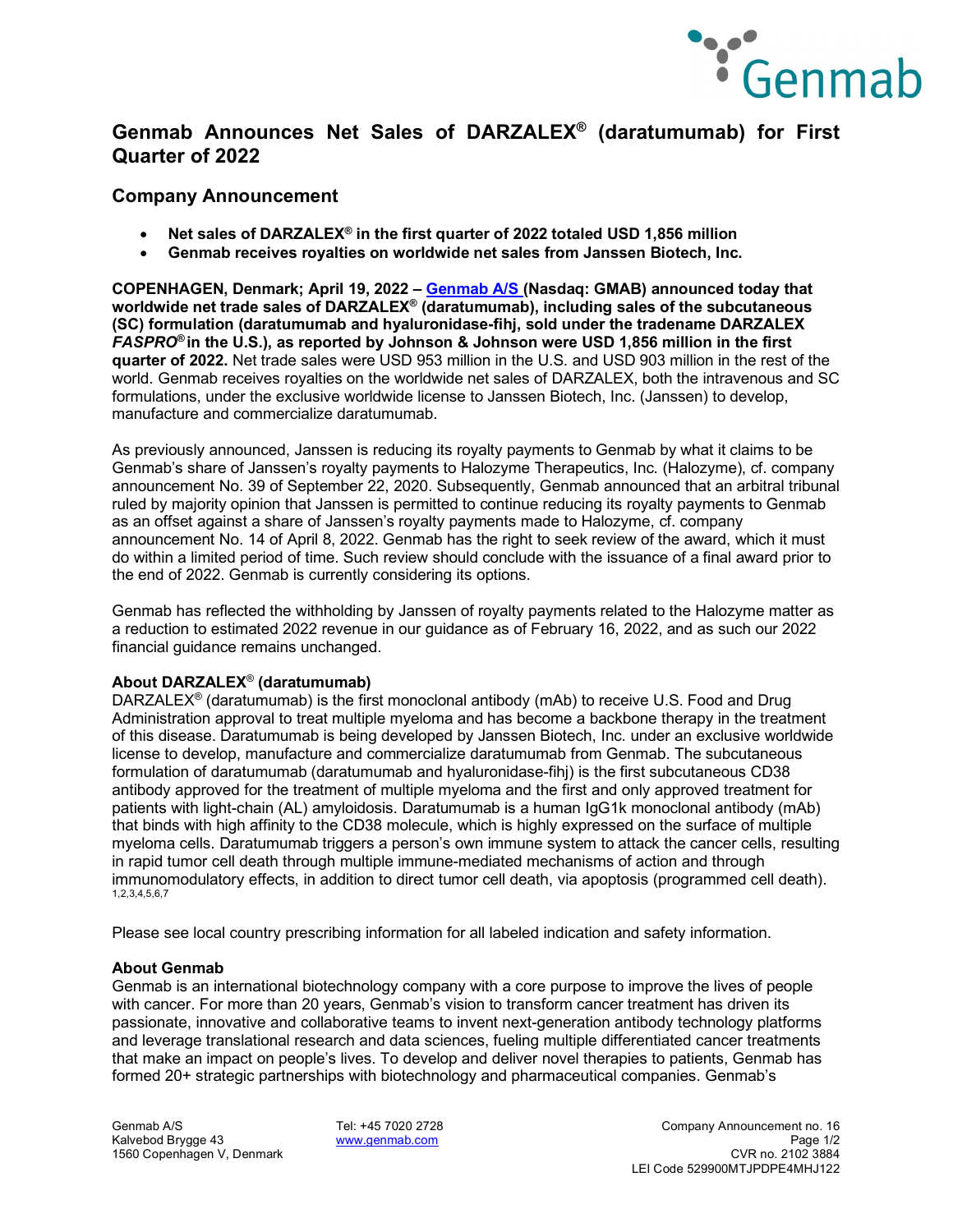# Genmab Announces Net Sales of DARZALEX® (daratumumab) for First Quarter of 2022

## Company Announcement

- **Net sales of DARZALEX® in the first quarter of 2022 totaled USD 1,856 million**
- **Genmab receives royalties on worldwide net sales from Janssen Biotech, Inc.**

**COPENHAGEN, Denmark; April 19, 2022 – Genmab A/S (Nasdaq: GMAB) announced today that worldwide net trade sales of DARZALEX® (daratumumab), including sales of the subcutaneous (SC) formulation (daratumumab and hyaluronidase-fihj, sold under the tradename DARZALEX *FASPRO®* in the U.S.), as reported by Johnson & Johnson were USD 1,856 million in the first quarter of 2022.** Net trade sales were USD 953 million in the U.S. and USD 903 million in the rest of the world. Genmab receives royalties on the worldwide net sales of DARZALEX, both the intravenous and SC formulations, under the exclusive worldwide license to Janssen Biotech, Inc. (Janssen) to develop, manufacture and commercialize daratumumab.

As previously announced, Janssen is reducing its royalty payments to Genmab by what it claims to be Genmab's share of Janssen's royalty payments to Halozyme Therapeutics, Inc. (Halozyme), cf. company announcement No. 39 of September 22, 2020. Subsequently, Genmab announced that an arbitral tribunal ruled by majority opinion that Janssen is permitted to continue reducing its royalty payments to Genmab as an offset against a share of Janssen's royalty payments made to Halozyme, cf. company announcement No. 14 of April 8, 2022. Genmab has the right to seek review of the award, which it must do within a limited period of time. Such review should conclude with the issuance of a final award prior to the end of 2022. Genmab is currently considering its options.

Genmab has reflected the withholding by Janssen of royalty payments related to the Halozyme matter as a reduction to estimated 2022 revenue in our guidance as of February 16, 2022, and as such our 2022 financial guidance remains unchanged.

### About DARZALEX® (daratumumab)

DARZALEX® (daratumumab) is the first monoclonal antibody (mAb) to receive U.S. Food and Drug Administration approval to treat multiple myeloma and has become a backbone therapy in the treatment of this disease. Daratumumab is being developed by Janssen Biotech, Inc. under an exclusive worldwide license to develop, manufacture and commercialize daratumumab from Genmab. The subcutaneous formulation of daratumumab (daratumumab and hyaluronidase-fihj) is the first subcutaneous CD38 antibody approved for the treatment of multiple myeloma and the first and only approved treatment for patients with light-chain (AL) amyloidosis. Daratumumab is a human IgG1k monoclonal antibody (mAb) that binds with high affinity to the CD38 molecule, which is highly expressed on the surface of multiple myeloma cells. Daratumumab triggers a person's own immune system to attack the cancer cells, resulting in rapid tumor cell death through multiple immune-mediated mechanisms of action and through immunomodulatory effects, in addition to direct tumor cell death, via apoptosis (programmed cell death).[1,2,3,4,5,6,7]

Please see local country prescribing information for all labeled indication and safety information.

### About Genmab

Genmab is an international biotechnology company with a core purpose to improve the lives of people with cancer. For more than 20 years, Genmab's vision to transform cancer treatment has driven its passionate, innovative and collaborative teams to invent next-generation antibody technology platforms and leverage translational research and data sciences, fueling multiple differentiated cancer treatments that make an impact on people's lives. To develop and deliver novel therapies to patients, Genmab has formed 20+ strategic partnerships with biotechnology and pharmaceutical companies. Genmab's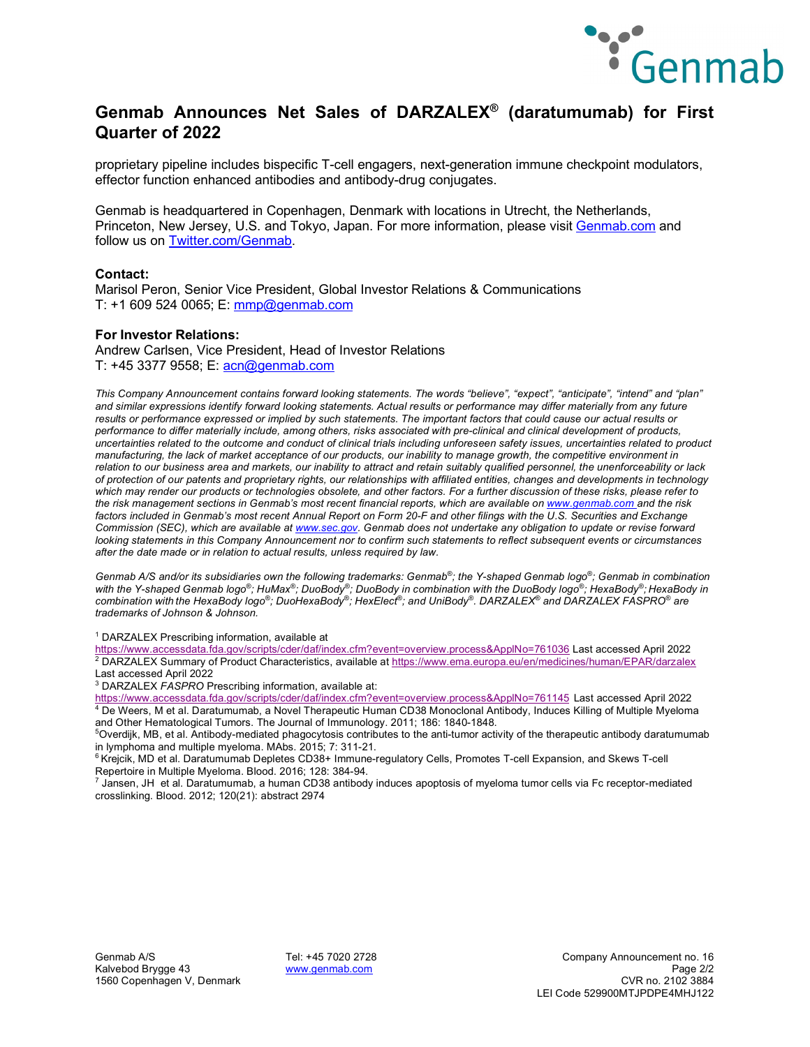# Genmab Announces Net Sales of DARZALEX® (daratumumab) for First Quarter of 2022

proprietary pipeline includes bispecific T-cell engagers, next-generation immune checkpoint modulators, effector function enhanced antibodies and antibody-drug conjugates.

Genmab is headquartered in Copenhagen, Denmark with locations in Utrecht, the Netherlands, Princeton, New Jersey, U.S. and Tokyo, Japan. For more information, please visit Genmab.com and follow us on Twitter.com/Genmab.

**Contact:**
Marisol Peron, Senior Vice President, Global Investor Relations & Communications
T: +1 609 524 0065; E: mmp@genmab.com

**For Investor Relations:**
Andrew Carlsen, Vice President, Head of Investor Relations
T: +45 3377 9558; E: acn@genmab.com

*This Company Announcement contains forward looking statements. The words "believe", "expect", "anticipate", "intend" and "plan" and similar expressions identify forward looking statements. Actual results or performance may differ materially from any future results or performance expressed or implied by such statements. The important factors that could cause our actual results or performance to differ materially include, among others, risks associated with pre-clinical and clinical development of products, uncertainties related to the outcome and conduct of clinical trials including unforeseen safety issues, uncertainties related to product manufacturing, the lack of market acceptance of our products, our inability to manage growth, the competitive environment in relation to our business area and markets, our inability to attract and retain suitably qualified personnel, the unenforceability or lack of protection of our patents and proprietary rights, our relationships with affiliated entities, changes and developments in technology which may render our products or technologies obsolete, and other factors. For a further discussion of these risks, please refer to the risk management sections in Genmab's most recent financial reports, which are available on www.genmab.com and the risk factors included in Genmab's most recent Annual Report on Form 20-F and other filings with the U.S. Securities and Exchange Commission (SEC), which are available at www.sec.gov. Genmab does not undertake any obligation to update or revise forward looking statements in this Company Announcement nor to confirm such statements to reflect subsequent events or circumstances after the date made or in relation to actual results, unless required by law.*

*Genmab A/S and/or its subsidiaries own the following trademarks: Genmab®; the Y-shaped Genmab logo®; Genmab in combination with the Y-shaped Genmab logo®; HuMax®; DuoBody®; DuoBody in combination with the DuoBody logo®; HexaBody®; HexaBody in combination with the HexaBody logo®; DuoHexaBody®; HexElect®; and UniBody®. DARZALEX® and DARZALEX FASPRO® are trademarks of Johnson & Johnson.*

[1] DARZALEX Prescribing information, available at https://www.accessdata.fda.gov/scripts/cder/daf/index.cfm?event=overview.process&ApplNo=761036 Last accessed April 2022

[2] DARZALEX Summary of Product Characteristics, available at https://www.ema.europa.eu/en/medicines/human/EPAR/darzalex Last accessed April 2022

[3] DARZALEX *FASPRO* Prescribing information, available at: https://www.accessdata.fda.gov/scripts/cder/daf/index.cfm?event=overview.process&ApplNo=761145 Last accessed April 2022

[4] De Weers, M et al. Daratumumab, a Novel Therapeutic Human CD38 Monoclonal Antibody, Induces Killing of Multiple Myeloma and Other Hematological Tumors. The Journal of Immunology. 2011; 186: 1840-1848.

[5] Overdijk, MB, et al. Antibody-mediated phagocytosis contributes to the anti-tumor activity of the therapeutic antibody daratumumab in lymphoma and multiple myeloma. MAbs. 2015; 7: 311-21.

[6] Krejcik, MD et al. Daratumumab Depletes CD38+ Immune-regulatory Cells, Promotes T-cell Expansion, and Skews T-cell Repertoire in Multiple Myeloma. Blood. 2016; 128: 384-94.

[7] Jansen, JH et al. Daratumumab, a human CD38 antibody induces apoptosis of myeloma tumor cells via Fc receptor-mediated crosslinking. Blood. 2012; 120(21): abstract 2974

Genmab A/S
Kalvebod Brygge 43
1560 Copenhagen V, Denmark

Tel: +45 7020 2728
www.genmab.com

Company Announcement no. 16
CVR no. 2102 3884
LEI Code 529900MTJPDPE4MHJ122